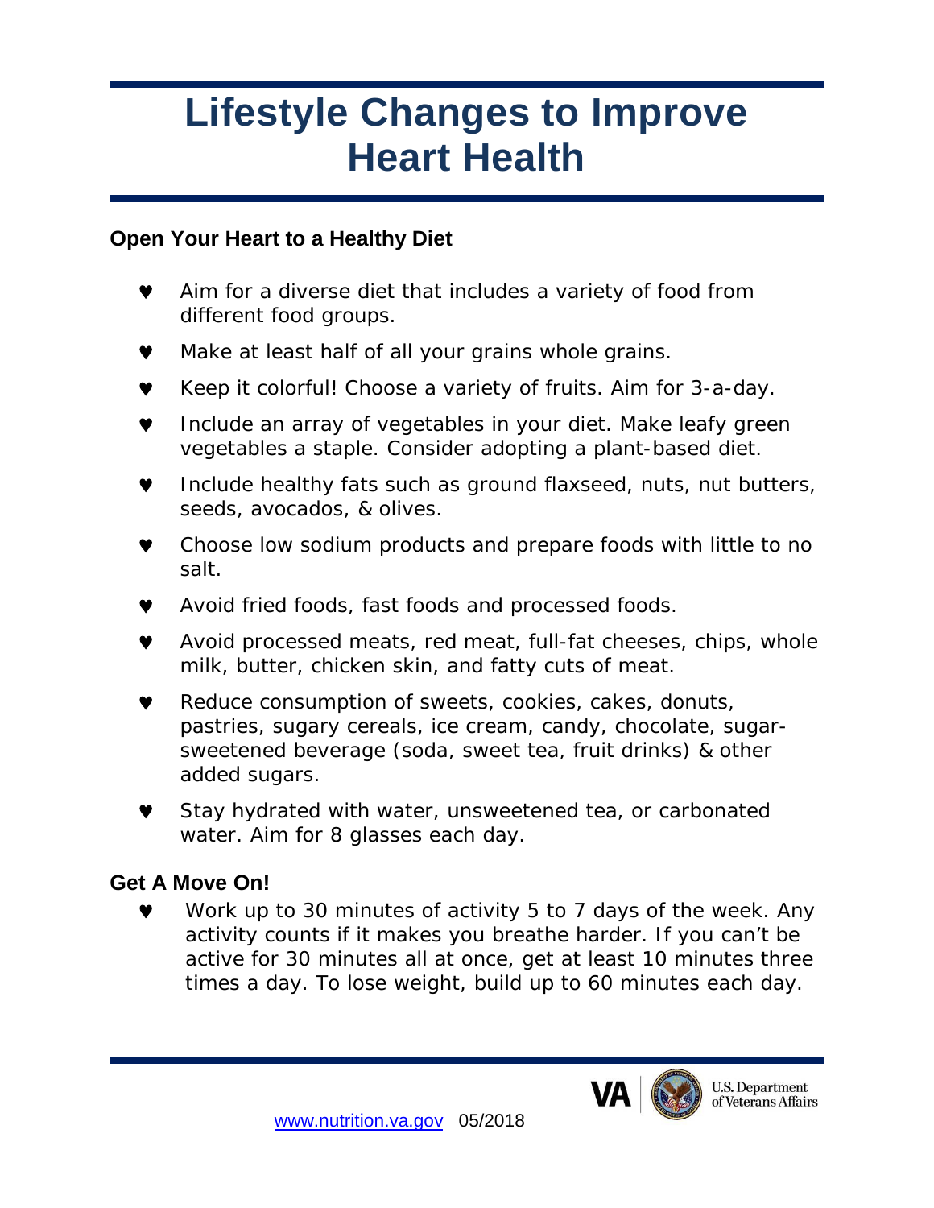# Lifestyle Changes to Improve Heart Health

## Open Your Heart to a Healthy Diet

- Aim for a diverse diet that includes a variety of food from different food groups.
- Make at least half of all your grains whole grains.
- Keep it colorful! Choose a variety of fruits. Aim for 3-a-day.
- Include an array of vegetables in your diet. Make leafy green vegetables a staple. Consider adopting a plant-based diet.
- Include healthy fats such as ground flaxseed, nuts, nut butters, seeds, avocados, & olives.
- Choose low sodium products and prepare foods with little to no salt.
- Avoid fried foods, fast foods and processed foods.
- Avoid processed meats, red meat, full-fat cheeses, chips, whole milk, butter, chicken skin, and fatty cuts of meat.
- Reduce consumption of sweets, cookies, cakes, donuts, pastries, sugary cereals, ice cream, candy, chocolate, sugar-sweetened beverage (soda, sweet tea, fruit drinks) & other added sugars.
- Stay hydrated with water, unsweetened tea, or carbonated water. Aim for 8 glasses each day.

## Get A Move On!

- Work up to 30 minutes of activity 5 to 7 days of the week. Any activity counts if it makes you breathe harder. If you can't be active for 30 minutes all at once, get at least 10 minutes three times a day. To lose weight, build up to 60 minutes each day.

www.nutrition.va.gov 05/2018

VA U.S. Department of Veterans Affairs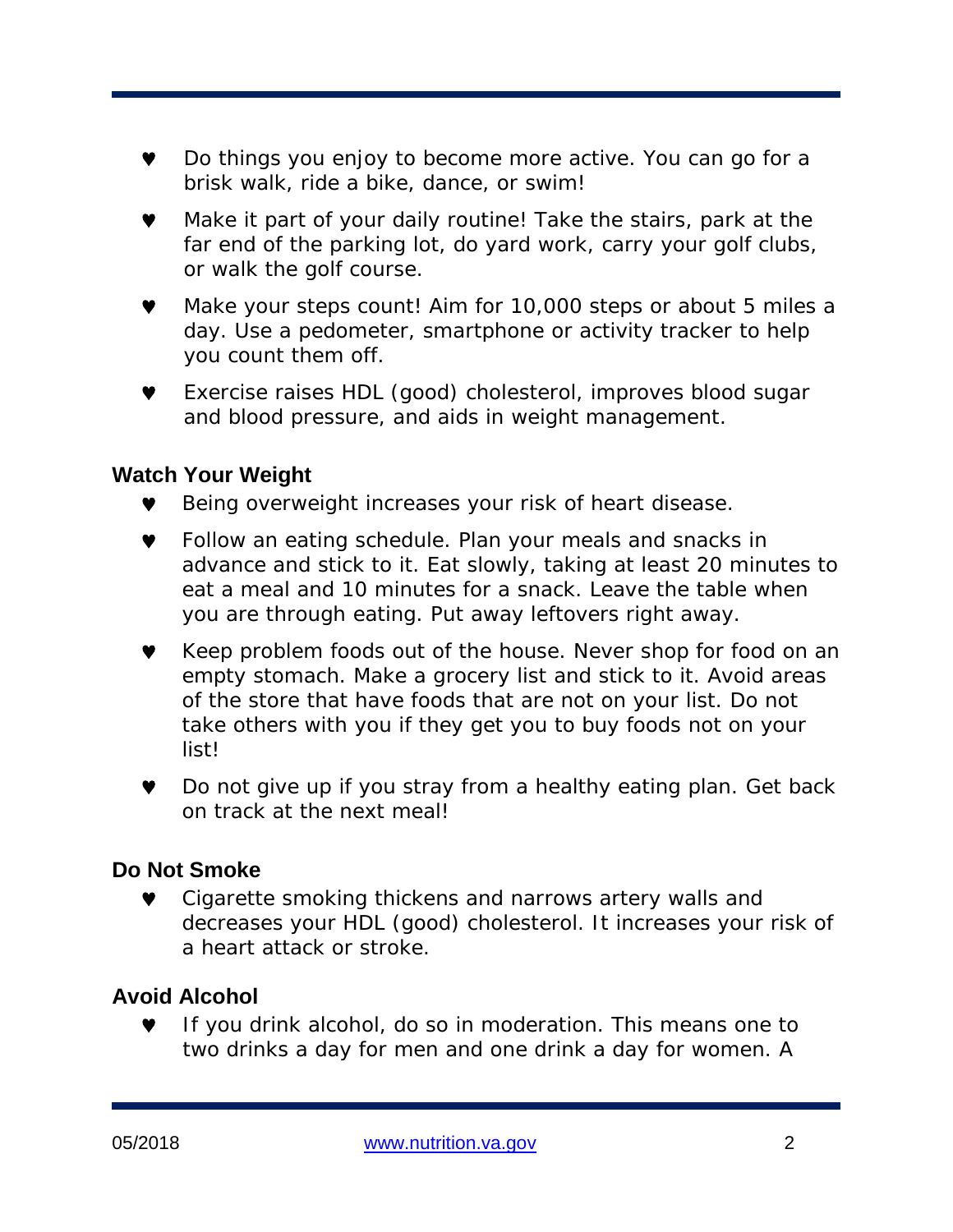- Do things you enjoy to become more active. You can go for a brisk walk, ride a bike, dance, or swim!
- Make it part of your daily routine! Take the stairs, park at the far end of the parking lot, do yard work, carry your golf clubs, or walk the golf course.
- Make your steps count! Aim for 10,000 steps or about 5 miles a day. Use a pedometer, smartphone or activity tracker to help you count them off.
- Exercise raises HDL (good) cholesterol, improves blood sugar and blood pressure, and aids in weight management.

**Watch Your Weight**

- Being overweight increases your risk of heart disease.
- Follow an eating schedule. Plan your meals and snacks in advance and stick to it. Eat slowly, taking at least 20 minutes to eat a meal and 10 minutes for a snack. Leave the table when you are through eating. Put away leftovers right away.
- Keep problem foods out of the house. Never shop for food on an empty stomach. Make a grocery list and stick to it. Avoid areas of the store that have foods that are not on your list. Do not take others with you if they get you to buy foods not on your list!
- Do not give up if you stray from a healthy eating plan. Get back on track at the next meal!

**Do Not Smoke**

- Cigarette smoking thickens and narrows artery walls and decreases your HDL (good) cholesterol. It increases your risk of a heart attack or stroke.

**Avoid Alcohol**

- If you drink alcohol, do so in moderation. This means one to two drinks a day for men and one drink a day for women. A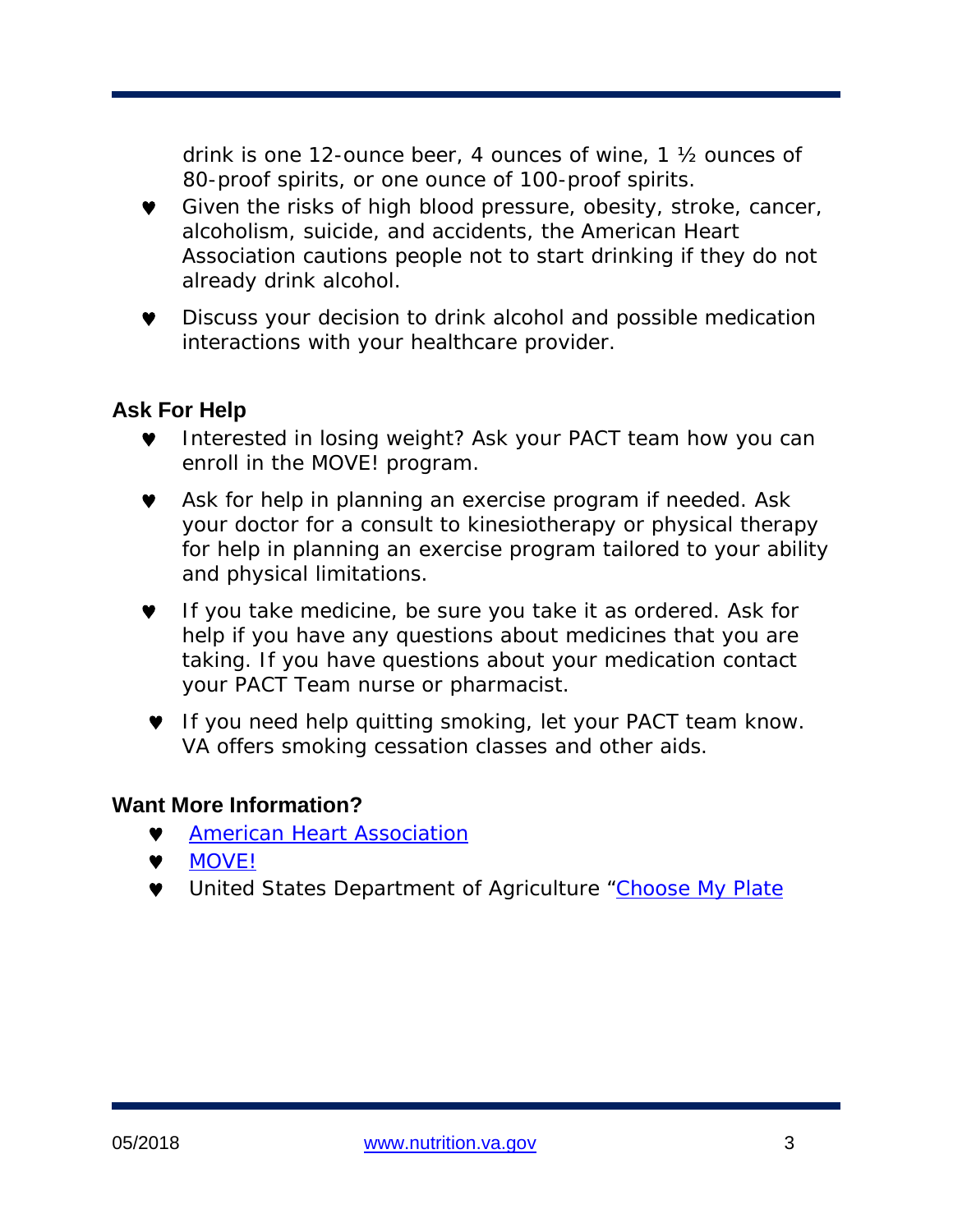drink is one 12-ounce beer, 4 ounces of wine, 1 ½ ounces of 80-proof spirits, or one ounce of 100-proof spirits.

- Given the risks of high blood pressure, obesity, stroke, cancer, alcoholism, suicide, and accidents, the American Heart Association cautions people not to start drinking if they do not already drink alcohol.
- Discuss your decision to drink alcohol and possible medication interactions with your healthcare provider.

## Ask For Help

- Interested in losing weight? Ask your PACT team how you can enroll in the MOVE! program.
- Ask for help in planning an exercise program if needed. Ask your doctor for a consult to kinesiotherapy or physical therapy for help in planning an exercise program tailored to your ability and physical limitations.
- If you take medicine, be sure you take it as ordered. Ask for help if you have any questions about medicines that you are taking. If you have questions about your medication contact your PACT Team nurse or pharmacist.
- If you need help quitting smoking, let your PACT team know. VA offers smoking cessation classes and other aids.

## Want More Information?

- American Heart Association
- MOVE!
- United States Department of Agriculture "Choose My Plate